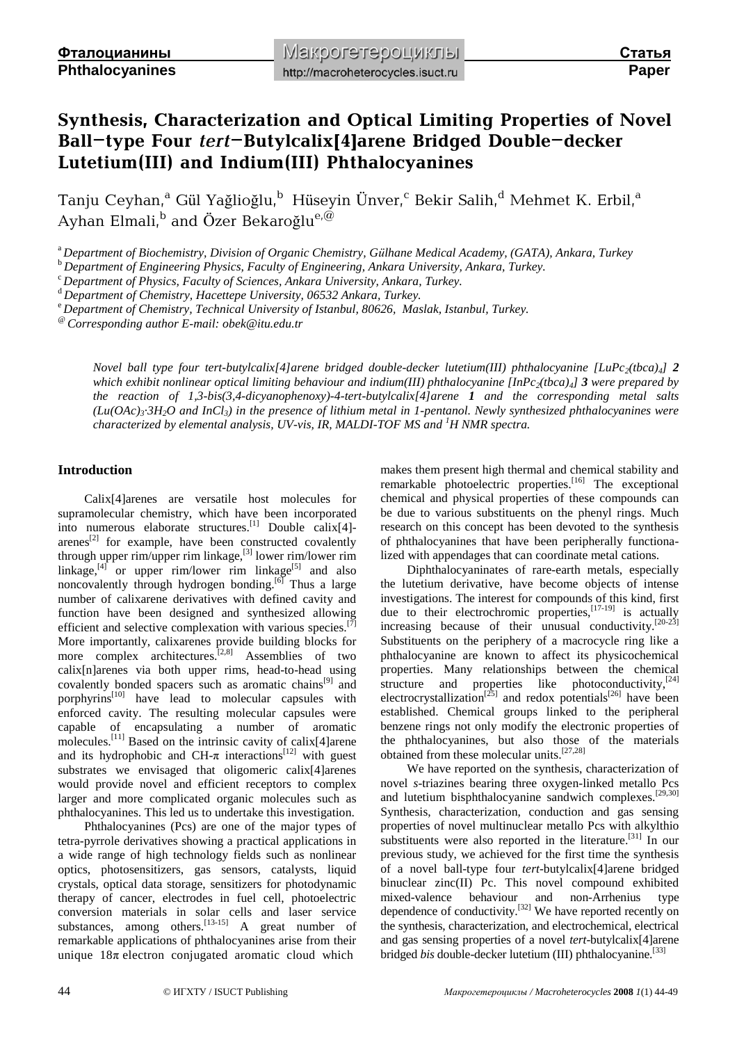# Synthesis, Characterization and Optical Limiting Properties of Novel Ball−type Four *tert*−Butylcalix[4]arene Bridged Double−decker Lutetium(III) and Indium(III) Phthalocyanines

Tanju Ceyhan,[a] Gül Yağlioğlu,[b] Hüseyin Ünver,[c] Bekir Salih,[d] Mehmet K. Erbil,[a] Ayhan Elmali,[b] and Özer Bekaroğlu[e,@]

[a] *Department of Biochemistry, Division of Organic Chemistry, Gülhane Medical Academy, (GATA), Ankara, Turkey*
[b] *Department of Engineering Physics, Faculty of Engineering, Ankara University, Ankara, Turkey.*
[c] *Department of Physics, Faculty of Sciences, Ankara University, Ankara, Turkey.*
[d] *Department of Chemistry, Hacettepe University, 06532 Ankara, Turkey.*
[e] *Department of Chemistry, Technical University of Istanbul, 80626, Maslak, Istanbul, Turkey.*
[@] *Corresponding author E-mail: obek@itu.edu.tr*

*Novel ball type four tert-butylcalix[4]arene bridged double-decker lutetium(III) phthalocyanine $[LuPc_2(tbca)_4]$ **2** which exhibit nonlinear optical limiting behaviour and indium(III) phthalocyanine $[InPc_2(tbca)_4]$ **3** were prepared by the reaction of 1,3-bis(3,4-dicyanophenoxy)-4-tert-butylcalix[4]arene **1** and the corresponding metal salts ($Lu(OAc)_3 \cdot 3H_2O$ and $InCl_3$) in the presence of lithium metal in 1-pentanol. Newly synthesized phthalocyanines were characterized by elemental analysis, UV-vis, IR, MALDI-TOF MS and $^1H$ NMR spectra.*

## Introduction

Calix[4]arenes are versatile host molecules for supramolecular chemistry, which have been incorporated into numerous elaborate structures.[1] Double calix[4]-arenes[2] for example, have been constructed covalently through upper rim/upper rim linkage,[3] lower rim/lower rim linkage,[4] or upper rim/lower rim linkage[5] and also noncovalently through hydrogen bonding.[6] Thus a large number of calixarene derivatives with defined cavity and function have been designed and synthesized allowing efficient and selective complexation with various species.[7] More importantly, calixarenes provide building blocks for more complex architectures.[2,8] Assemblies of two calix[n]arenes via both upper rims, head-to-head using covalently bonded spacers such as aromatic chains[9] and porphyrins[10] have lead to molecular capsules with enforced cavity. The resulting molecular capsules were capable of encapsulating a number of aromatic molecules.[11] Based on the intrinsic cavity of calix[4]arene and its hydrophobic and CH-π interactions[12] with guest substrates we envisaged that oligomeric calix[4]arenes would provide novel and efficient receptors to complex larger and more complicated organic molecules such as phthalocyanines. This led us to undertake this investigation.

Phthalocyanines (Pcs) are one of the major types of tetra-pyrrole derivatives showing a practical applications in a wide range of high technology fields such as nonlinear optics, photosensitizers, gas sensors, catalysts, liquid crystals, optical data storage, sensitizers for photodynamic therapy of cancer, electrodes in fuel cell, photoelectric conversion materials in solar cells and laser service substances, among others.[13-15] A great number of remarkable applications of phthalocyanines arise from their unique 18π electron conjugated aromatic cloud which makes them present high thermal and chemical stability and remarkable photoelectric properties.[16] The exceptional chemical and physical properties of these compounds can be due to various substituents on the phenyl rings. Much research on this concept has been devoted to the synthesis of phthalocyanines that have been peripherally functionalized with appendages that can coordinate metal cations.

Diphthalocyaninates of rare-earth metals, especially the lutetium derivative, have become objects of intense investigations. The interest for compounds of this kind, first due to their electrochromic properties,[17-19] is actually increasing because of their unusual conductivity.[20-23] Substituents on the periphery of a macrocycle ring like a phthalocyanine are known to affect its physicochemical properties. Many relationships between the chemical structure and properties like photoconductivity,[24] electrocrystallization[25] and redox potentials[26] have been established. Chemical groups linked to the peripheral benzene rings not only modify the electronic properties of the phthalocyanines, but also those of the materials obtained from these molecular units.[27,28]

We have reported on the synthesis, characterization of novel *s*-triazines bearing three oxygen-linked metallo Pcs and lutetium bisphthalocyanine sandwich complexes.[29,30] Synthesis, characterization, conduction and gas sensing properties of novel multinuclear metallo Pcs with alkylthio substituents were also reported in the literature.[31] In our previous study, we achieved for the first time the synthesis of a novel ball-type four *tert*-butylcalix[4]arene bridged binuclear zinc(II) Pc. This novel compound exhibited mixed-valence behaviour and non-Arrhenius type dependence of conductivity.[32] We have reported recently on the synthesis, characterization, and electrochemical, electrical and gas sensing properties of a novel *tert*-butylcalix[4]arene bridged *bis* double-decker lutetium (III) phthalocyanine.[33]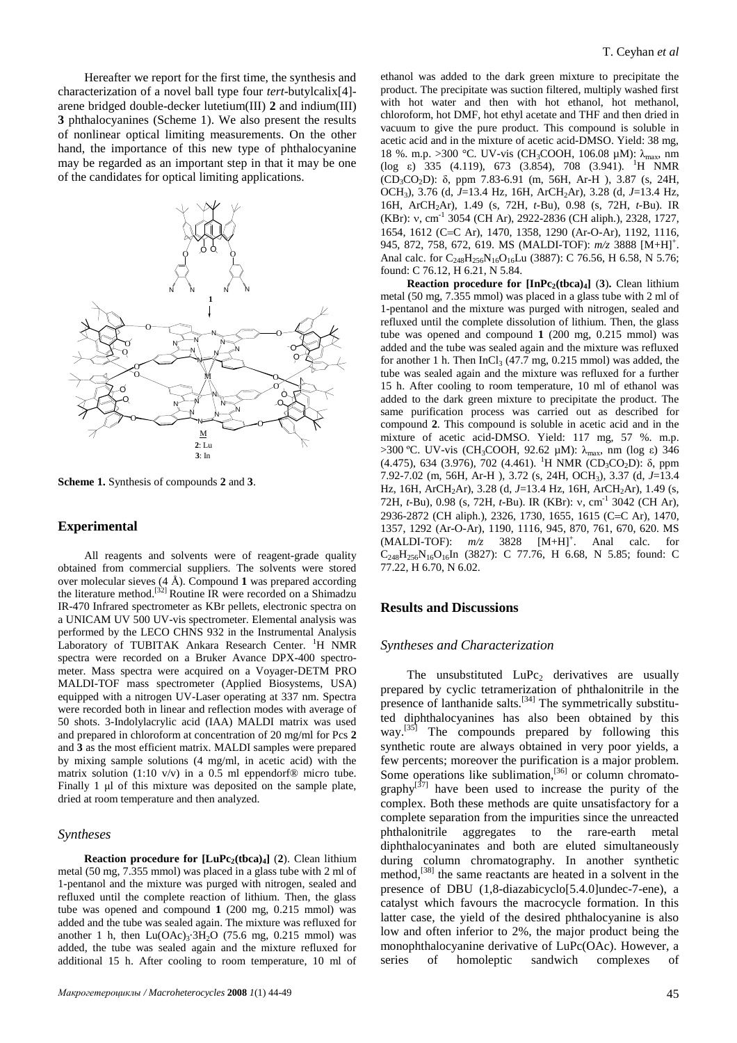Hereafter we report for the first time, the synthesis and characterization of a novel ball type four *tert*-butylcalix[4]-arene bridged double-decker lutetium(III) **2** and indium(III) **3** phthalocyanines (Scheme 1). We also present the results of nonlinear optical limiting measurements. On the other hand, the importance of this new type of phthalocyanine may be regarded as an important step in that it may be one of the candidates for optical limiting applications.

**Scheme 1.** Synthesis of compounds **2** and **3**.

## Experimental

All reagents and solvents were of reagent-grade quality obtained from commercial suppliers. The solvents were stored over molecular sieves (4 Å). Compound **1** was prepared according the literature method.[32] Routine IR were recorded on a Shimadzu IR-470 Infrared spectrometer as KBr pellets, electronic spectra on a UNICAM UV 500 UV-vis spectrometer. Elemental analysis was performed by the LECO CHNS 932 in the Instrumental Analysis Laboratory of TUBITAK Ankara Research Center. $^1$H NMR spectra were recorded on a Bruker Avance DPX-400 spectrometer. Mass spectra were acquired on a Voyager-DETM PRO MALDI-TOF mass spectrometer (Applied Biosystems, USA) equipped with a nitrogen UV-Laser operating at 337 nm. Spectra were recorded both in linear and reflection modes with average of 50 shots. 3-Indolylacrylic acid (IAA) MALDI matrix was used and prepared in chloroform at concentration of 20 mg/ml for Pcs **2** and **3** as the most efficient matrix. MALDI samples were prepared by mixing sample solutions (4 mg/ml, in acetic acid) with the matrix solution (1:10 v/v) in a 0.5 ml eppendorf® micro tube. Finally 1 μl of this mixture was deposited on the sample plate, dried at room temperature and then analyzed.

### *Syntheses*

**Reaction procedure for [LuPc$_2$(tbca)$_4$] (2).** Clean lithium metal (50 mg, 7.355 mmol) was placed in a glass tube with 2 ml of 1-pentanol and the mixture was purged with nitrogen, sealed and refluxed until the complete reaction of lithium. Then, the glass tube was opened and compound **1** (200 mg, 0.215 mmol) was added and the tube was sealed again. The mixture was refluxed for another 1 h, then $Lu(OAc)_3{\cdot}3H_2O$ (75.6 mg, 0.215 mmol) was added, the tube was sealed again and the mixture refluxed for additional 15 h. After cooling to room temperature, 10 ml of ethanol was added to the dark green mixture to precipitate the product. The precipitate was suction filtered, multiply washed first with hot water and then with hot ethanol, hot methanol, chloroform, hot DMF, hot ethyl acetate and THF and then dried in vacuum to give the pure product. This compound is soluble in acetic acid and in the mixture of acetic acid-DMSO. Yield: 38 mg, 18 %. m.p. >300 °C. UV-vis ($CH_3COOH$, 106.08 μM): $\lambda_{max}$, nm (log ε) 335 (4.119), 673 (3.854), 708 (3.941). $^1$H NMR ($CD_3CO_2D$): δ, ppm 7.83-6.91 (m, 56H, Ar-H ), 3.87 (s, 24H, $OCH_3$), 3.76 (d, *J*=13.4 Hz, 16H, $ArCH_2Ar$), 3.28 (d, *J*=13.4 Hz, 16H, $ArCH_2Ar$), 1.49 (s, 72H, *t*-Bu), 0.98 (s, 72H, *t*-Bu). IR (KBr): ν, cm$^{-1}$ 3054 (CH Ar), 2922-2836 (CH aliph.), 2328, 1727, 1654, 1612 (C=C Ar), 1470, 1358, 1290 (Ar-O-Ar), 1192, 1116, 945, 872, 758, 672, 619. MS (MALDI-TOF): *m/z* 3888 [M+H]$^+$. Anal calc. for $C_{248}H_{256}N_{16}O_{16}Lu$ (3887): C 76.56, H 6.58, N 5.76; found: C 76.12, H 6.21, N 5.84.

**Reaction procedure for [InPc$_2$(tbca)$_4$] (3).** Clean lithium metal (50 mg, 7.355 mmol) was placed in a glass tube with 2 ml of 1-pentanol and the mixture was purged with nitrogen, sealed and refluxed until the complete dissolution of lithium. Then, the glass tube was opened and compound **1** (200 mg, 0.215 mmol) was added and the tube was sealed again and the mixture was refluxed for another 1 h. Then $InCl_3$ (47.7 mg, 0.215 mmol) was added, the tube was sealed again and the mixture was refluxed for a further 15 h. After cooling to room temperature, 10 ml of ethanol was added to the dark green mixture to precipitate the product. The same purification process was carried out as described for compound **2**. This compound is soluble in acetic acid and in the mixture of acetic acid-DMSO. Yield: 117 mg, 57 %. m.p. >300 ºC. UV-vis ($CH_3COOH$, 92.62 μM): $\lambda_{max}$, nm (log ε) 346 (4.475), 634 (3.976), 702 (4.461). $^1$H NMR ($CD_3CO_2D$): δ, ppm 7.92-7.02 (m, 56H, Ar-H), 3.72 (s, 24H, $OCH_3$), 3.37 (d, *J*=13.4 Hz, 16H, $ArCH_2Ar$), 3.28 (d, *J*=13.4 Hz, 16H, $ArCH_2Ar$), 1.49 (s, 72H, *t*-Bu), 0.98 (s, 72H, *t*-Bu). IR (KBr): ν, cm$^{-1}$ 3042 (CH Ar), 2936-2872 (CH aliph.), 2326, 1730, 1655, 1615 (C=C Ar), 1470, 1357, 1292 (Ar-O-Ar), 1190, 1116, 945, 870, 761, 670, 620. MS (MALDI-TOF): *m/z* 3828 [M+H]$^+$. Anal calc. for $C_{248}H_{256}N_{16}O_{16}In$ (3827): C 77.76, H 6.68, N 5.85; found: C 77.22, H 6.70, N 6.02.

## Results and Discussions

### *Syntheses and Characterization*

The unsubstituted $LuPc_2$ derivatives are usually prepared by cyclic tetramerization of phthalonitrile in the presence of lanthanide salts.[34] The symmetrically substituted diphthalocyanines has also been obtained by this way.[35] The compounds prepared by following this synthetic route are always obtained in very poor yields, a few percents; moreover the purification is a major problem. Some operations like sublimation,[36] or column chromatography[37] have been used to increase the purity of the complex. Both these methods are quite unsatisfactory for a complete separation from the impurities since the unreacted phthalonitrile aggregates to the rare-earth metal diphthalocyaninates and both are eluted simultaneously during column chromatography. In another synthetic method,[38] the same reactants are heated in a solvent in the presence of DBU (1,8-diazabicyclo[5.4.0]undec-7-ene), a catalyst which favours the macrocycle formation. In this latter case, the yield of the desired phthalocyanine is also low and often inferior to 2%, the major product being the monophthalocyanine derivative of LuPc(OAc). However, a series of homoleptic sandwich complexes of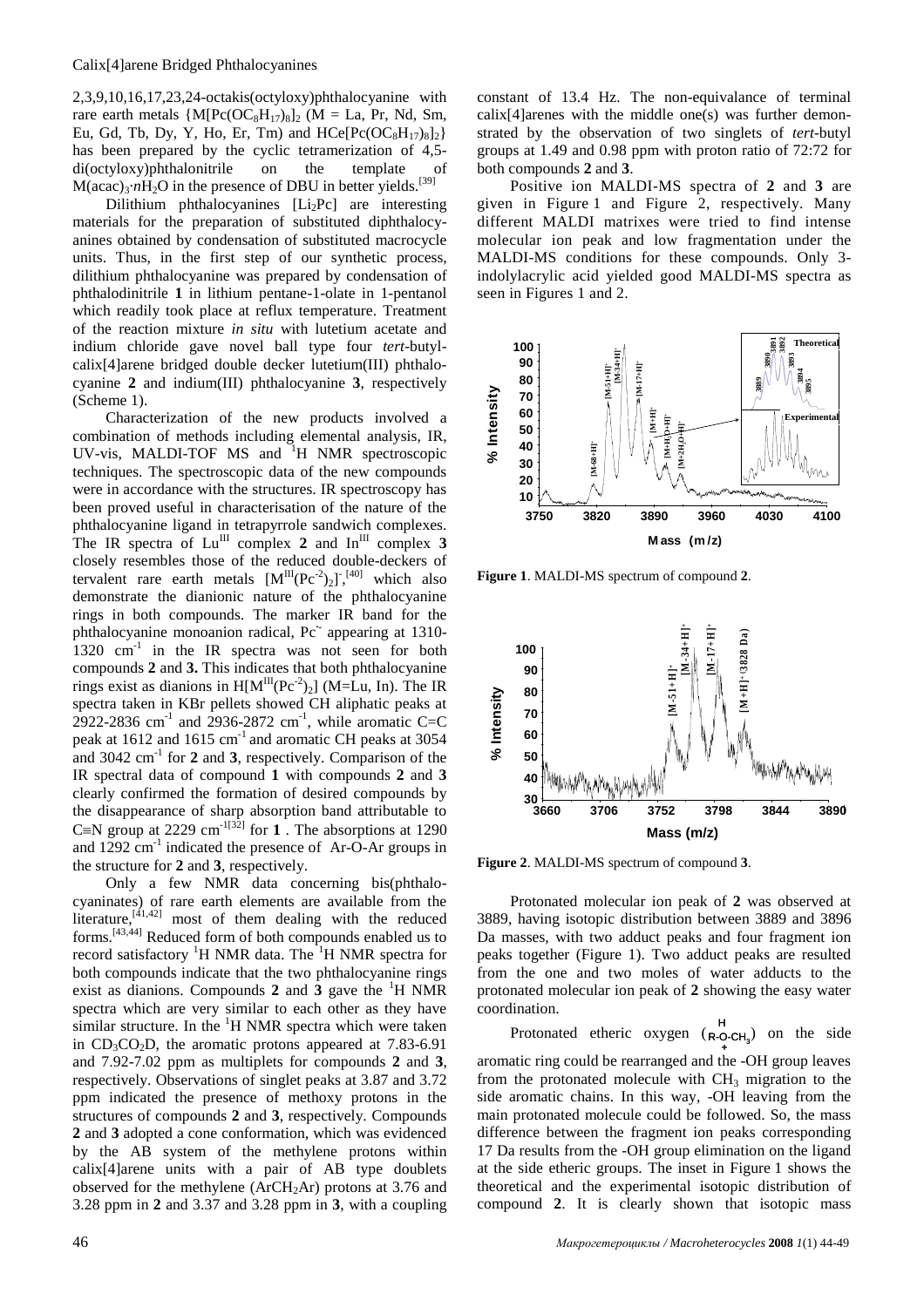2,3,9,10,16,17,23,24-octakis(octyloxy)phthalocyanine with rare earth metals $\{M[Pc(OC_8H_{17})_8]_2$ (M = La, Pr, Nd, Sm, Eu, Gd, Tb, Dy, Y, Ho, Er, Tm) and $HCe[Pc(OC_8H_{17})_8]_2\}$ has been prepared by the cyclic tetramerization of 4,5-di(octyloxy)phthalonitrile on the template of $M(acac)_3 \cdot nH_2O$ in the presence of DBU in better yields.[39]

Dilithium phthalocyanines [$Li_2Pc$] are interesting materials for the preparation of substituted diphthalocyanines obtained by condensation of substituted macrocycle units. Thus, in the first step of our synthetic process, dilithium phthalocyanine was prepared by condensation of phthalodinitrile **1** in lithium pentane-1-olate in 1-pentanol which readily took place at reflux temperature. Treatment of the reaction mixture *in situ* with lutetium acetate and indium chloride gave novel ball type four *tert*-butylcalix[4]arene bridged double decker lutetium(III) phthalocyanine **2** and indium(III) phthalocyanine **3**, respectively (Scheme 1).

Characterization of the new products involved a combination of methods including elemental analysis, IR, UV-vis, MALDI-TOF MS and $^1$H NMR spectroscopic techniques. The spectroscopic data of the new compounds were in accordance with the structures. IR spectroscopy has been proved useful in characterisation of the nature of the phthalocyanine ligand in tetrapyrrole sandwich complexes. The IR spectra of $Lu^{III}$ complex **2** and $In^{III}$ complex **3** closely resembles those of the reduced double-deckers of tervalent rare earth metals $[M^{III}(Pc^{-2})_2]^-$,[40] which also demonstrate the dianionic nature of the phthalocyanine rings in both compounds. The marker IR band for the phthalocyanine monoanion radical, $Pc^{\cdot-}$ appearing at 1310-1320 $cm^{-1}$ in the IR spectra was not seen for both compounds **2** and **3.** This indicates that both phthalocyanine rings exist as dianions in $H[M^{III}(Pc^{-2})_2]$ (M=Lu, In). The IR spectra taken in KBr pellets showed CH aliphatic peaks at 2922-2836 $cm^{-1}$ and 2936-2872 $cm^{-1}$, while aromatic C=C peak at 1612 and 1615 $cm^{-1}$ and aromatic CH peaks at 3054 and 3042 $cm^{-1}$ for **2** and **3**, respectively. Comparison of the IR spectral data of compound **1** with compounds **2** and **3** clearly confirmed the formation of desired compounds by the disappearance of sharp absorption band attributable to C≡N group at 2229 $cm^{-1}$[32] for **1** . The absorptions at 1290 and 1292 $cm^{-1}$ indicated the presence of Ar-O-Ar groups in the structure for **2** and **3**, respectively.

Only a few NMR data concerning bis(phthalocyaninates) of rare earth elements are available from the literature,[41,42] most of them dealing with the reduced forms.[43,44] Reduced form of both compounds enabled us to record satisfactory $^1$H NMR data. The $^1$H NMR spectra for both compounds indicate that the two phthalocyanine rings exist as dianions. Compounds **2** and **3** gave the $^1$H NMR spectra which are very similar to each other as they have similar structure. In the $^1$H NMR spectra which were taken in $CD_3CO_2D$, the aromatic protons appeared at 7.83-6.91 and 7.92-7.02 ppm as multiplets for compounds **2** and **3**, respectively. Observations of singlet peaks at 3.87 and 3.72 ppm indicated the presence of methoxy protons in the structures of compounds **2** and **3**, respectively. Compounds **2** and **3** adopted a cone conformation, which was evidenced by the AB system of the methylene protons within calix[4]arene units with a pair of AB type doublets observed for the methylene ($ArCH_2Ar$) protons at 3.76 and 3.28 ppm in **2** and 3.37 and 3.28 ppm in **3**, with a coupling constant of 13.4 Hz. The non-equivalance of terminal calix[4]arenes with the middle one(s) was further demonstrated by the observation of two singlets of *tert*-butyl groups at 1.49 and 0.98 ppm with proton ratio of 72:72 for both compounds **2** and **3**.

Positive ion MALDI-MS spectra of **2** and **3** are given in Figure 1 and Figure 2, respectively. Many different MALDI matrixes were tried to find intense molecular ion peak and low fragmentation under the MALDI-MS conditions for these compounds. Only 3-indolylacrylic acid yielded good MALDI-MS spectra as seen in Figures 1 and 2.

**Figure 1**. MALDI-MS spectrum of compound **2**.

**Figure 2**. MALDI-MS spectrum of compound **3**.

Protonated molecular ion peak of **2** was observed at 3889, having isotopic distribution between 3889 and 3896 Da masses, with two adduct peaks and four fragment ion peaks together (Figure 1). Two adduct peaks are resulted from the one and two moles of water adducts to the protonated molecular ion peak of **2** showing the easy water coordination.

Protonated etheric oxygen ($R\text{-}\overset{H}{\underset{+}{O}}\text{-}CH_3$) on the side aromatic ring could be rearranged and the -OH group leaves from the protonated molecule with $CH_3$ migration to the side aromatic chains. In this way, -OH leaving from the main protonated molecule could be followed. So, the mass difference between the fragment ion peaks corresponding 17 Da results from the -OH group elimination on the ligand at the side etheric groups. The inset in Figure 1 shows the theoretical and the experimental isotopic distribution of compound **2**. It is clearly shown that isotopic mass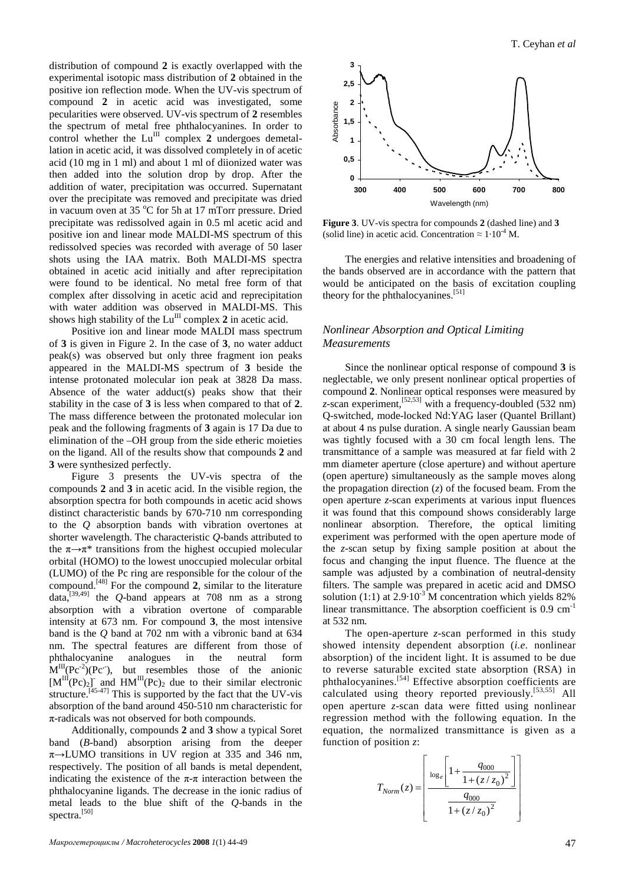distribution of compound **2** is exactly overlapped with the experimental isotopic mass distribution of **2** obtained in the positive ion reflection mode. When the UV-vis spectrum of compound **2** in acetic acid was investigated, some pecularities were observed. UV-vis spectrum of **2** resembles the spectrum of metal free phthalocyanines. In order to control whether the $Lu^{III}$ complex **2** undergoes demetallation in acetic acid, it was dissolved completely in of acetic acid (10 mg in 1 ml) and about 1 ml of diionized water was then added into the solution drop by drop. After the addition of water, precipitation was occurred. Supernatant over the precipitate was removed and precipitate was dried in vacuum oven at 35 °C for 5h at 17 mTorr pressure. Dried precipitate was redissolved again in 0.5 ml acetic acid and positive ion and linear mode MALDI-MS spectrum of this redissolved species was recorded with average of 50 laser shots using the IAA matrix. Both MALDI-MS spectra obtained in acetic acid initially and after reprecipitation were found to be identical. No metal free form of that complex after dissolving in acetic acid and reprecipitation with water addition was observed in MALDI-MS. This shows high stability of the $Lu^{III}$ complex **2** in acetic acid.

Positive ion and linear mode MALDI mass spectrum of **3** is given in Figure 2. In the case of **3**, no water adduct peak(s) was observed but only three fragment ion peaks appeared in the MALDI-MS spectrum of **3** beside the intense protonated molecular ion peak at 3828 Da mass. Absence of the water adduct(s) peaks show that their stability in the case of **3** is less when compared to that of **2**. The mass difference between the protonated molecular ion peak and the following fragments of **3** again is 17 Da due to elimination of the –OH group from the side etheric moieties on the ligand. All of the results show that compounds **2** and **3** were synthesized perfectly.

Figure 3 presents the UV-vis spectra of the compounds **2** and **3** in acetic acid. In the visible region, the absorption spectra for both compounds in acetic acid shows distinct characteristic bands by 670-710 nm corresponding to the *Q* absorption bands with vibration overtones at shorter wavelength. The characteristic *Q*-bands attributed to the $\pi\rightarrow\pi^*$ transitions from the highest occupied molecular orbital (HOMO) to the lowest unoccupied molecular orbital (LUMO) of the Pc ring are responsible for the colour of the compound.[48] For the compound **2**, similar to the literature data,[39,49] the *Q*-band appears at 708 nm as a strong absorption with a vibration overtone of comparable intensity at 673 nm. For compound **3**, the most intensive band is the *Q* band at 702 nm with a vibronic band at 634 nm. The spectral features are different from those of phthalocyanine analogues in the neutral form $M^{III}(Pc^{-2})(Pc^{\cdot-})$, but resembles those of the anionic $[M^{III}(Pc)_2]^-$ and $HM^{III}(Pc)_2$ due to their similar electronic structure.[45-47] This is supported by the fact that the UV-vis absorption of the band around 450-510 nm characteristic for $\pi$-radicals was not observed for both compounds.

Additionally, compounds **2** and **3** show a typical Soret band (*B*-band) absorption arising from the deeper $\pi\rightarrow$LUMO transitions in UV region at 335 and 346 nm, respectively. The position of all bands is metal dependent, indicating the existence of the $\pi$-$\pi$ interaction between the phthalocyanine ligands. The decrease in the ionic radius of metal leads to the blue shift of the *Q*-bands in the spectra.[50]

**Figure 3**. UV-vis spectra for compounds **2** (dashed line) and **3** (solid line) in acetic acid. Concentration ≈ $1\cdot10^{-4}$ M.

The energies and relative intensities and broadening of the bands observed are in accordance with the pattern that would be anticipated on the basis of excitation coupling theory for the phthalocyanines.[51]

### *Nonlinear Absorption and Optical Limiting Measurements*

Since the nonlinear optical response of compound **3** is neglectable, we only present nonlinear optical properties of compound **2**. Nonlinear optical responses were measured by *z*-scan experiment,[52,53] with a frequency-doubled (532 nm) Q-switched, mode-locked Nd:YAG laser (Quantel Brillant) at about 4 ns pulse duration. A single nearly Gaussian beam was tightly focused with a 30 cm focal length lens. The transmittance of a sample was measured at far field with 2 mm diameter aperture (close aperture) and without aperture (open aperture) simultaneously as the sample moves along the propagation direction (*z*) of the focused beam. From the open aperture *z*-scan experiments at various input fluences it was found that this compound shows considerably large nonlinear absorption. Therefore, the optical limiting experiment was performed with the open aperture mode of the *z*-scan setup by fixing sample position at about the focus and changing the input fluence. The fluence at the sample was adjusted by a combination of neutral-density filters. The sample was prepared in acetic acid and DMSO solution (1:1) at $2.9\cdot10^{-3}$ M concentration which yields 82% linear transmittance. The absorption coefficient is 0.9 $cm^{-1}$ at 532 nm.

The open-aperture *z*-scan performed in this study showed intensity dependent absorption (*i.e*. nonlinear absorption) of the incident light. It is assumed to be due to reverse saturable excited state absorption (RSA) in phthalocyanines.[54] Effective absorption coefficients are calculated using theory reported previously.[53,55] All open aperture *z*-scan data were fitted using nonlinear regression method with the following equation. In the equation, the normalized transmittance is given as a function of position *z*:

$$T_{Norm}(z) = \left[ \frac{\log_e \left[ 1 + \dfrac{q_{000}}{1+(z/z_0)^2} \right]}{\dfrac{q_{000}}{1+(z/z_0)^2}} \right]$$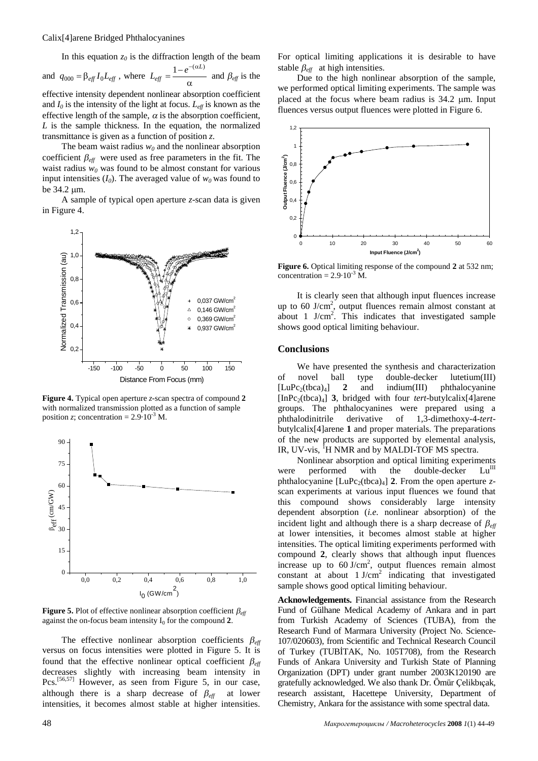In this equation $z_0$ is the diffraction length of the beam and $q_{000} = \beta_{eff} I_0 L_{eff}$ , where $L_{eff} = \frac{1-e^{-(\alpha L)}}{\alpha}$ and $\beta_{eff}$ is the effective intensity dependent nonlinear absorption coefficient and $I_0$ is the intensity of the light at focus. $L_{eff}$ is known as the effective length of the sample, $\alpha$ is the absorption coefficient, $L$ is the sample thickness. In the equation, the normalized transmittance is given as a function of position $z$.

The beam waist radius $w_0$ and the nonlinear absorption coefficient $\beta_{eff}$ were used as free parameters in the fit. The waist radius $w_0$ was found to be almost constant for various input intensities ($I_0$). The averaged value of $w_0$ was found to be 34.2 μm.

A sample of typical open aperture *z*-scan data is given in Figure 4.

**Figure 4.** Typical open aperture *z*-scan spectra of compound **2** with normalized transmission plotted as a function of sample position $z$; concentration = $2.9 \cdot 10^{-3}$ M.

**Figure 5.** Plot of effective nonlinear absorption coefficient $\beta_{eff}$ against the on-focus beam intensity $I_0$ for the compound **2**.

The effective nonlinear absorption coefficients $\beta_{eff}$ versus on focus intensities were plotted in Figure 5. It is found that the effective nonlinear optical coefficient $\beta_{eff}$ decreases slightly with increasing beam intensity in Pcs.[56,57] However, as seen from Figure 5, in our case, although there is a sharp decrease of $\beta_{eff}$ at lower intensities, it becomes almost stable at higher intensities. For optical limiting applications it is desirable to have stable $\beta_{eff}$ at high intensities.

Due to the high nonlinear absorption of the sample, we performed optical limiting experiments. The sample was placed at the focus where beam radius is 34.2 μm. Input fluences versus output fluences were plotted in Figure 6.

**Figure 6.** Optical limiting response of the compound **2** at 532 nm; concentration = $2.9 \cdot 10^{-3}$ M.

It is clearly seen that although input fluences increase up to 60 J/cm$^2$, output fluences remain almost constant at about 1 J/cm$^2$. This indicates that investigated sample shows good optical limiting behaviour.

## Conclusions

We have presented the synthesis and characterization of novel ball type double-decker lutetium(III) [$LuPc_2(tbca)_4$] **2** and indium(III) phthalocyanine [$InPc_2(tbca)_4$] **3**, bridged with four *tert*-butylcalix[4]arene groups. The phthalocyanines were prepared using a phthalodinitrile derivative of 1,3-dimethoxy-4-*tert*-butylcalix[4]arene **1** and proper materials. The preparations of the new products are supported by elemental analysis, IR, UV-vis, $^1$H NMR and by MALDI-TOF MS spectra.

Nonlinear absorption and optical limiting experiments were performed with the double-decker $Lu^{III}$ phthalocyanine [$LuPc_2(tbca)_4$] **2**. From the open aperture *z*-scan experiments at various input fluences we found that this compound shows considerably large intensity dependent absorption (*i.e.* nonlinear absorption) of the incident light and although there is a sharp decrease of $\beta_{eff}$ at lower intensities, it becomes almost stable at higher intensities. The optical limiting experiments performed with compound **2**, clearly shows that although input fluences increase up to 60 J/cm$^2$, output fluences remain almost constant at about 1 J/cm$^2$ indicating that investigated sample shows good optical limiting behaviour.

**Acknowledgements.** Financial assistance from the Research Fund of Gülhane Medical Academy of Ankara and in part from Turkish Academy of Sciences (TUBA), from the Research Fund of Marmara University (Project No. Science-107/020603), from Scientific and Technical Research Council of Turkey (TUBİTAK, No. 105T708), from the Research Funds of Ankara University and Turkish State of Planning Organization (DPT) under grant number 2003K120190 are gratefully acknowledged. We also thank Dr. Ömür Çelikbıçak, research assistant, Hacettepe University, Department of Chemistry, Ankara for the assistance with some spectral data.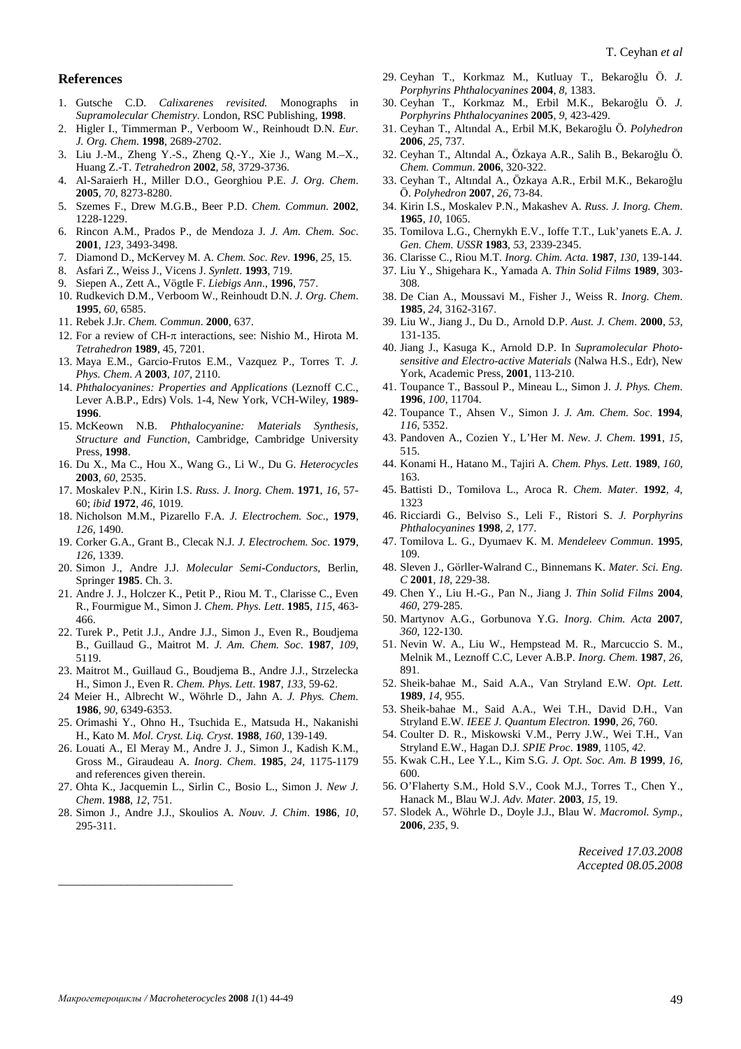## References

1. Gutsche C.D. *Calixarenes revisited.* Monographs in *Supramolecular Chemistry*. London, RSC Publishing, **1998**.
2. Higler I., Timmerman P., Verboom W., Reinhoudt D.N. *Eur. J. Org. Chem*. **1998**, 2689-2702.
3. Liu J.-M., Zheng Y.-S., Zheng Q.-Y., Xie J., Wang M.–X., Huang Z.-T. *Tetrahedron* **2002**, *58*, 3729-3736.
4. Al-Saraierh H., Miller D.O., Georghiou P.E. *J. Org. Chem*. **2005**, *70*, 8273-8280.
5. Szemes F., Drew M.G.B., Beer P.D. *Chem. Commun.* **2002**, 1228-1229.
6. Rincon A.M., Prados P., de Mendoza J. *J. Am. Chem. Soc*. **2001**, *123*, 3493-3498.
7. Diamond D., McKervey M. A. *Chem. Soc. Rev*. **1996**, *25*, 15.
8. Asfari Z., Weiss J., Vicens J. *Synlett*. **1993**, 719.
9. Siepen A., Zett A., Vögtle F. *Liebigs Ann*., **1996**, 757.
10. Rudkevich D.M., Verboom W., Reinhoudt D.N. *J. Org. Chem*. **1995**, *60*, 6585.
11. Rebek J.Jr. *Chem. Commun*. **2000**, 637.
12. For a review of CH-π interactions, see: Nishio M., Hirota M. *Tetrahedron* **1989**, 45, 7201.
13. Maya E.M., Garcio-Frutos E.M., Vazquez P., Torres T. *J. Phys. Chem. A* **2003**, *107*, 2110.
14. *Phthalocyanines: Properties and Applications* (Leznoff C.C., Lever A.B.P., Edrs) Vols. 1-4, New York, VCH-Wiley, **1989-1996**.
15. McKeown N.B. *Phthalocyanine: Materials Synthesis, Structure and Function*, Cambridge, Cambridge University Press, **1998**.
16. Du X., Ma C., Hou X., Wang G., Li W., Du G. *Heterocycles* **2003**, *60*, 2535.
17. Moskalev P.N., Kirin I.S. *Russ. J. Inorg. Chem*. **1971**, *16*, 57-60; *ibid* **1972**, *46*, 1019.
18. Nicholson M.M., Pizarello F.A. *J. Electrochem. Soc*., **1979**, *126*, 1490.
19. Corker G.A., Grant B., Clecak N.J. *J. Electrochem. Soc*. **1979**, *126*, 1339.
20. Simon J., Andre J.J. *Molecular Semi-Conductors*, Berlin, Springer **1985**. Ch. 3.
21. Andre J. J., Holczer K., Petit P., Riou M. T., Clarisse C., Even R., Fourmigue M., Simon J. *Chem. Phys. Lett*. **1985**, *115*, 463-466.
22. Turek P., Petit J.J., Andre J.J., Simon J., Even R., Boudjema B., Guillaud G., Maitrot M. *J. Am. Chem. Soc*. **1987**, *109*, 5119.
23. Maitrot M., Guillaud G., Boudjema B., Andre J.J., Strzelecka H., Simon J., Even R. *Chem. Phys. Lett*. **1987**, *133*, 59-62.
24. Meier H., Albrecht W., Wöhrle D., Jahn A. *J. Phys. Chem*. **1986**, *90*, 6349-6353.
25. Orimashi Y., Ohno H., Tsuchida E., Matsuda H., Nakanishi H., Kato M. *Mol. Cryst. Liq. Cryst.* **1988**, *160*, 139-149.
26. Louati A., El Meray M., Andre J. J., Simon J., Kadish K.M., Gross M., Giraudeau A. *Inorg. Chem.* **1985**, *24*, 1175-1179 and references given therein.
27. Ohta K., Jacquemin L., Sirlin C., Bosio L., Simon J. *New J. Chem*. **1988**, *12*, 751.
28. Simon J., Andre J.J., Skoulios A. *Nouv. J. Chim*. **1986**, *10*, 295-311.
29. Ceyhan T., Korkmaz M., Kutluay T., Bekaroğlu Ö. *J. Porphyrins Phthalocyanines* **2004**, *8*, 1383.
30. Ceyhan T., Korkmaz M., Erbil M.K., Bekaroğlu Ö. *J. Porphyrins Phthalocyanines* **2005**, *9*, 423-429.
31. Ceyhan T., Altındal A., Erbil M.K, Bekaroğlu Ö. *Polyhedron* **2006**, *25*, 737.
32. Ceyhan T., Altındal A., Özkaya A.R., Salih B., Bekaroğlu Ö. *Chem. Commun.* **2006**, 320-322.
33. Ceyhan T., Altındal A., Özkaya A.R., Erbil M.K., Bekaroğlu Ö. *Polyhedron* **2007**, *26*, 73-84.
34. Kirin I.S., Moskalev P.N., Makashev A. *Russ. J. Inorg. Chem*. **1965**, *10*, 1065.
35. Tomilova L.G., Chernykh E.V., Ioffe T.T., Luk'yanets E.A. *J. Gen. Chem. USSR* **1983**, *53*, 2339-2345.
36. Clarisse C., Riou M.T. *Inorg. Chim. Acta.* **1987**, *130*, 139-144.
37. Liu Y., Shigehara K., Yamada A. *Thin Solid Films* **1989**, 303-308.
38. De Cian A., Moussavi M., Fisher J., Weiss R. *Inorg. Chem*. **1985**, *24*, 3162-3167.
39. Liu W., Jiang J., Du D., Arnold D.P. *Aust. J. Chem*. **2000**, *53*, 131-135.
40. Jiang J., Kasuga K., Arnold D.P. In *Supramolecular Photo-sensitive and Electro-active Materials* (Nalwa H.S., Edr), New York, Academic Press, **2001**, 113-210.
41. Toupance T., Bassoul P., Mineau L., Simon J. *J. Phys. Chem*. **1996**, *100*, 11704.
42. Toupance T., Ahsen V., Simon J. *J. Am. Chem. Soc*. **1994**, *116*, 5352.
43. Pandoven A., Cozien Y., L'Her M. *New. J. Chem*. **1991**, *15*, 515.
44. Konami H., Hatano M., Tajiri A. *Chem. Phys. Lett*. **1989**, *160*, 163.
45. Battisti D., Tomilova L., Aroca R. *Chem. Mater*. **1992**, *4*, 1323
46. Ricciardi G., Belviso S., Leli F., Ristori S. *J. Porphyrins Phthalocyanines* **1998**, *2*, 177.
47. Tomilova L. G., Dyumaev K. M. *Mendeleev Commun*. **1995**, 109.
48. Sleven J., Görller-Walrand C., Binnemans K. *Mater. Sci. Eng. C* **2001**, *18*, 229-38.
49. Chen Y., Liu H.-G., Pan N., Jiang J. *Thin Solid Films* **2004**, *460*, 279-285.
50. Martynov A.G., Gorbunova Y.G. *Inorg. Chim. Acta* **2007**, *360*, 122-130.
51. Nevin W. A., Liu W., Hempstead M. R., Marcuccio S. M., Melnik M., Leznoff C.C, Lever A.B.P. *Inorg. Chem*. **1987**, *26*, 891.
52. Sheik-bahae M., Said A.A., Van Stryland E.W. *Opt. Lett.* **1989**, *14*, 955.
53. Sheik-bahae M., Said A.A., Wei T.H., David D.H., Van Stryland E.W. *IEEE J. Quantum Electron.* **1990**, *26*, 760.
54. Coulter D. R., Miskowski V.M., Perry J.W., Wei T.H., Van Stryland E.W., Hagan D.J. *SPIE Proc*. **1989**, 1105, *42*.
55. Kwak C.H., Lee Y.L., Kim S.G. *J. Opt. Soc. Am. B* **1999**, *16*, 600.
56. O'Flaherty S.M., Hold S.V., Cook M.J., Torres T., Chen Y., Hanack M., Blau W.J. *Adv. Mater.* **2003**, *15*, 19.
57. Slodek A., Wöhrle D., Doyle J.J., Blau W. *Macromol. Symp*., **2006**, *235*, 9.

*Received 17.03.2008*
*Accepted 08.05.2008*